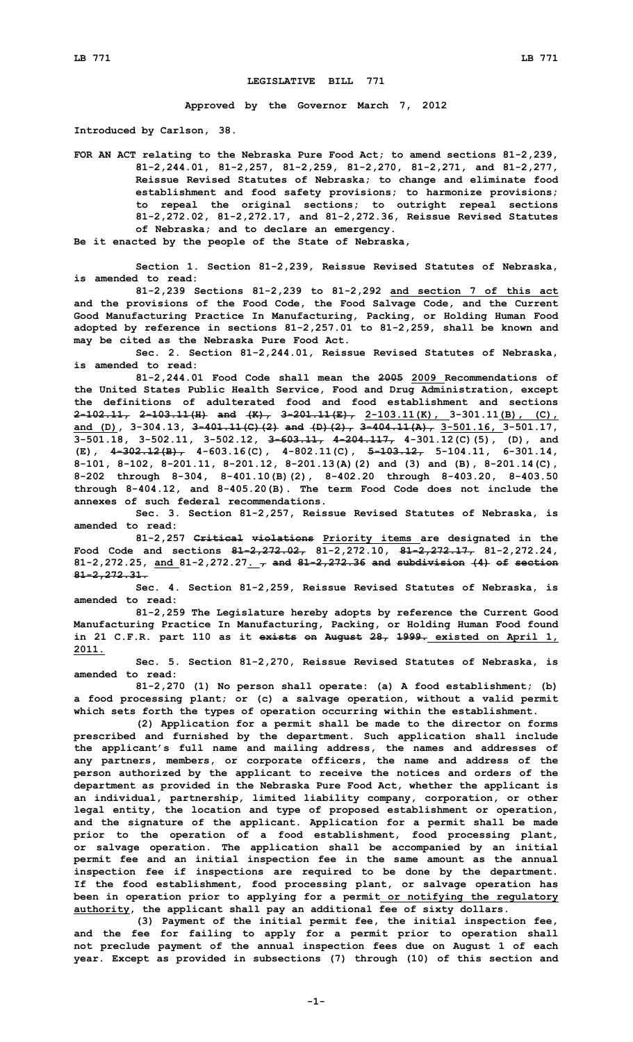# LEGISLATIVE BILL 771

**Approved by the Governor March 7, 2012**

**Introduced by Carlson, 38.**

**FOR AN ACT relating to the Nebraska Pure Food Act; to amend sections 81-2,239, 81-2,244.01, 81-2,257, 81-2,259, 81-2,270, 81-2,271, and 81-2,277, Reissue Revised Statutes of Nebraska; to change and eliminate food establishment and food safety provisions; to harmonize provisions; to repeal the original sections; to outright repeal sections 81-2,272.02, 81-2,272.17, and 81-2,272.36, Reissue Revised Statutes of Nebraska; and to declare an emergency.**

**Be it enacted by the people of the State of Nebraska,**

**Section 1. Section 81-2,239, Reissue Revised Statutes of Nebraska, is amended to read:**

**81-2,239 Sections 81-2,239 to 81-2,292 and section 7 of this act and the provisions of the Food Code, the Food Salvage Code, and the Current Good Manufacturing Practice In Manufacturing, Packing, or Holding Human Food adopted by reference in sections 81-2,257.01 to 81-2,259, shall be known and may be cited as the Nebraska Pure Food Act.**

**Sec. 2. Section 81-2,244.01, Reissue Revised Statutes of Nebraska, is amended to read:**

**81-2,244.01 Food Code shall mean the 2005 2009 Recommendations of the United States Public Health Service, Food and Drug Administration, except the definitions of adulterated food and food establishment and sections 2-102.11, 2-103.11(H) and (K), 3-201.11(E), 2-103.11(K), 3-301.11(B), (C), and (D), 3-304.13, 3-401.11(C)(2) and (D)(2), 3-404.11(A), 3-501.16, 3-501.17, 3-501.18, 3-502.11, 3-502.12, 3-603.11, 4-204.117, 4-301.12(C)(5), (D), and (E), 4-302.12(B), 4-603.16(C), 4-802.11(C), 5-103.12, 5-104.11, 6-301.14, 8-101, 8-102, 8-201.11, 8-201.12, 8-201.13(A)(2) and (3) and (B), 8-201.14(C), 8-202 through 8-304, 8-401.10(B)(2), 8-402.20 through 8-403.20, 8-403.50 through 8-404.12, and 8-405.20(B). The term Food Code does not include the annexes of such federal recommendations.**

**Sec. 3. Section 81-2,257, Reissue Revised Statutes of Nebraska, is amended to read:**

**81-2,257 Critical violations Priority items are designated in the Food Code and sections 81-2,272.02, 81-2,272.10, 81-2,272.17, 81-2,272.24, 81-2,272.25, and 81-2,272.27. , and 81-2,272.36 and subdivision (4) of section 81-2,272.31.**

**Sec. 4. Section 81-2,259, Reissue Revised Statutes of Nebraska, is amended to read:**

**81-2,259 The Legislature hereby adopts by reference the Current Good Manufacturing Practice In Manufacturing, Packing, or Holding Human Food found in 21 C.F.R. part 110 as it exists on August 28, 1999. existed on April 1, 2011.**

**Sec. 5. Section 81-2,270, Reissue Revised Statutes of Nebraska, is amended to read:**

**81-2,270 (1) No person shall operate: (a) A food establishment; (b) a food processing plant; or (c) a salvage operation, without a valid permit which sets forth the types of operation occurring within the establishment.**

**(2) Application for a permit shall be made to the director on forms prescribed and furnished by the department. Such application shall include the applicant's full name and mailing address, the names and addresses of any partners, members, or corporate officers, the name and address of the person authorized by the applicant to receive the notices and orders of the department as provided in the Nebraska Pure Food Act, whether the applicant is an individual, partnership, limited liability company, corporation, or other legal entity, the location and type of proposed establishment or operation, and the signature of the applicant. Application for a permit shall be made prior to the operation of a food establishment, food processing plant, or salvage operation. The application shall be accompanied by an initial permit fee and an initial inspection fee in the same amount as the annual inspection fee if inspections are required to be done by the department. If the food establishment, food processing plant, or salvage operation has been in operation prior to applying for a permit or notifying the regulatory authority, the applicant shall pay an additional fee of sixty dollars.**

**(3) Payment of the initial permit fee, the initial inspection fee, and the fee for failing to apply for a permit prior to operation shall not preclude payment of the annual inspection fees due on August 1 of each year. Except as provided in subsections (7) through (10) of this section and**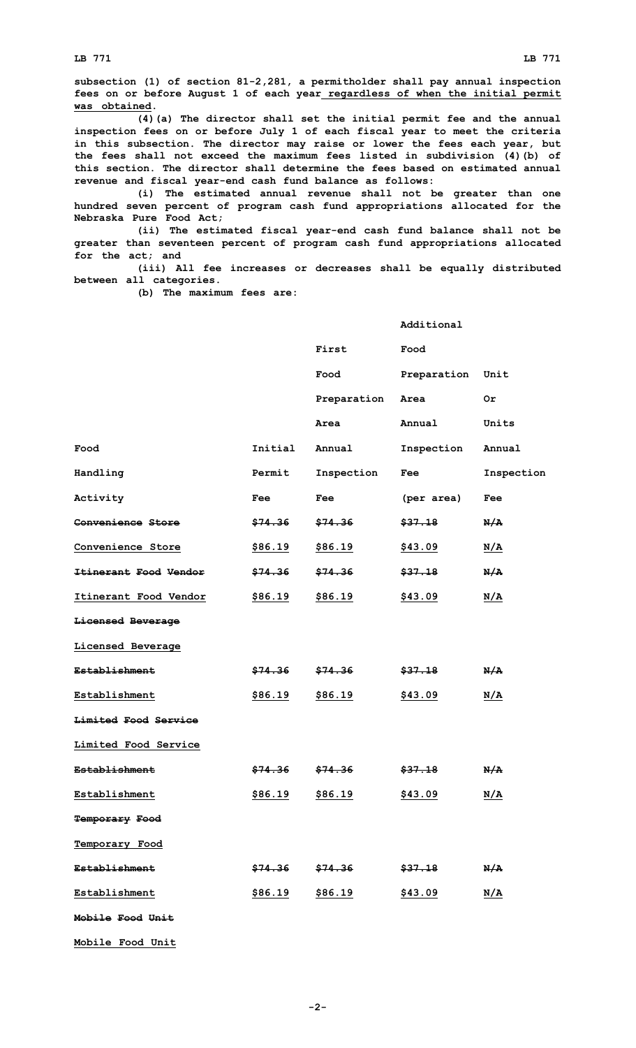subsection (1) of section 81-2,281, a permitholder shall pay annual inspection fees on or before August 1 of each year regardless of when the initial permit was obtained.

(4)(a) The director shall set the initial permit fee and the annual inspection fees on or before July 1 of each fiscal year to meet the criteria in this subsection. The director may raise or lower the fees each year, but the fees shall not exceed the maximum fees listed in subdivision (4)(b) of this section. The director shall determine the fees based on estimated annual revenue and fiscal year-end cash fund balance as follows:

(i) The estimated annual revenue shall not be greater than one hundred seven percent of program cash fund appropriations allocated for the Nebraska Pure Food Act;

(ii) The estimated fiscal year-end cash fund balance shall not be greater than seventeen percent of program cash fund appropriations allocated for the act; and

(iii) All fee increases or decreases shall be equally distributed between all categories.

(b) The maximum fees are:

| Food Handling Activity | Initial Permit Fee | First Food Preparation Area Annual Inspection Fee | Additional Food Preparation Area Annual Inspection Fee (per area) | Unit Or Units Annual Inspection Fee |
|---|---|---|---|---|
| ~~Convenience Store~~ | ~~$74.36~~ | ~~$74.36~~ | ~~$37.18~~ | ~~N/A~~ |
| Convenience Store | $86.19 | $86.19 | $43.09 | N/A |
| ~~Itinerant Food Vendor~~ | ~~$74.36~~ | ~~$74.36~~ | ~~$37.18~~ | ~~N/A~~ |
| Itinerant Food Vendor | $86.19 | $86.19 | $43.09 | N/A |
| ~~Licensed Beverage Establishment~~ | ~~$74.36~~ | ~~$74.36~~ | ~~$37.18~~ | ~~N/A~~ |
| Licensed Beverage Establishment | $86.19 | $86.19 | $43.09 | N/A |
| ~~Limited Food Service Establishment~~ | ~~$74.36~~ | ~~$74.36~~ | ~~$37.18~~ | ~~N/A~~ |
| Limited Food Service Establishment | $86.19 | $86.19 | $43.09 | N/A |
| ~~Temporary Food Establishment~~ | ~~$74.36~~ | ~~$74.36~~ | ~~$37.18~~ | ~~N/A~~ |
| Temporary Food Establishment | $86.19 | $86.19 | $43.09 | N/A |
| ~~Mobile Food Unit~~ | | | | |
| Mobile Food Unit | | | | |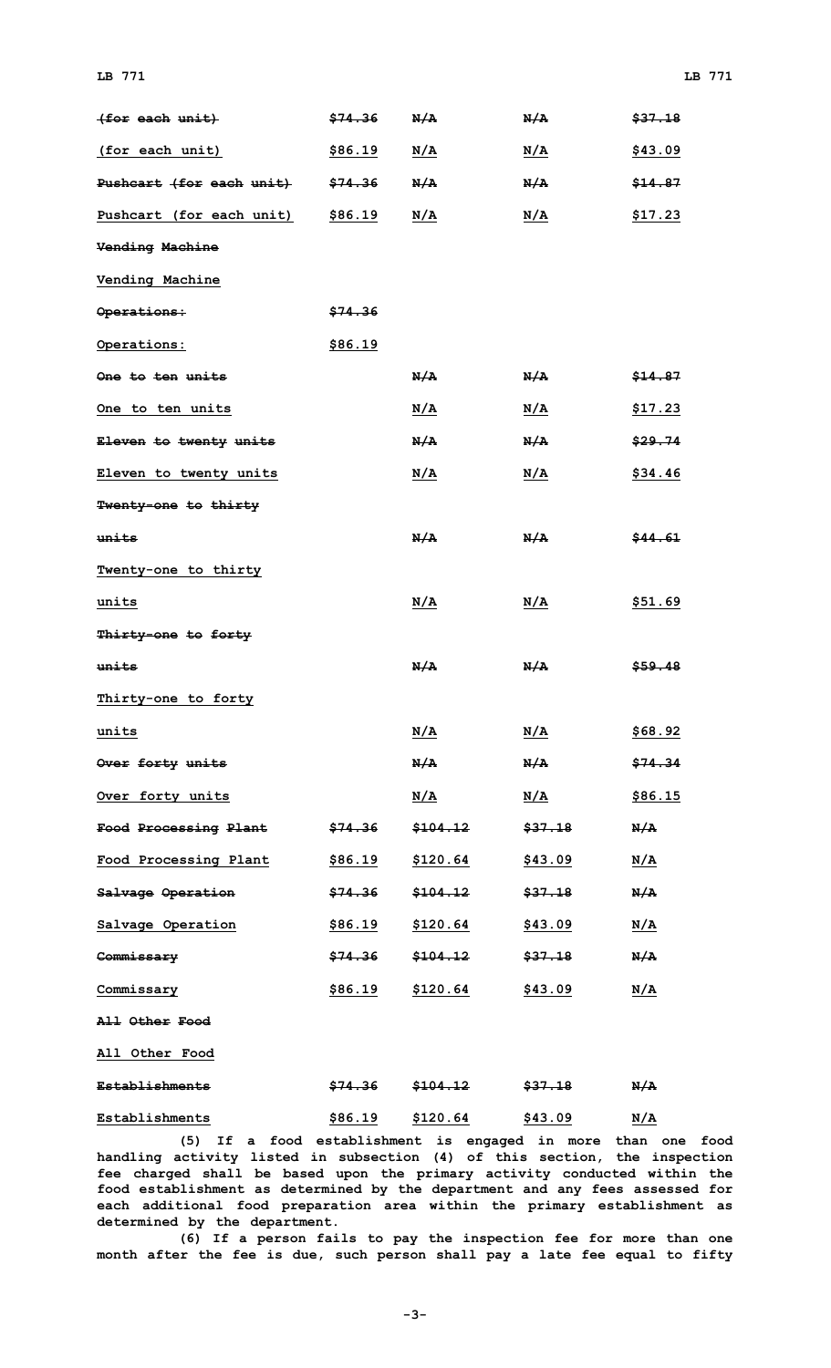| | | | | |
|---|---|---|---|---|
| ~~(for each unit)~~ | ~~$74.36~~ | ~~N/A~~ | ~~N/A~~ | ~~$37.18~~ |
| (for each unit) | $86.19 | N/A | N/A | $43.09 |
| ~~Pushcart (for each unit)~~ | ~~$74.36~~ | ~~N/A~~ | ~~N/A~~ | ~~$14.87~~ |
| Pushcart (for each unit) | $86.19 | N/A | N/A | $17.23 |
| ~~Vending Machine~~ | | | | |
| Vending Machine | | | | |
| ~~Operations:~~ | ~~$74.36~~ | | | |
| Operations: | $86.19 | | | |
| ~~One to ten units~~ | | ~~N/A~~ | ~~N/A~~ | ~~$14.87~~ |
| One to ten units | | N/A | N/A | $17.23 |
| ~~Eleven to twenty units~~ | | ~~N/A~~ | ~~N/A~~ | ~~$29.74~~ |
| Eleven to twenty units | | N/A | N/A | $34.46 |
| ~~Twenty-one to thirty units~~ | | ~~N/A~~ | ~~N/A~~ | ~~$44.61~~ |
| Twenty-one to thirty units | | N/A | N/A | $51.69 |
| ~~Thirty-one to forty units~~ | | ~~N/A~~ | ~~N/A~~ | ~~$59.48~~ |
| Thirty-one to forty units | | N/A | N/A | $68.92 |
| ~~Over forty units~~ | | ~~N/A~~ | ~~N/A~~ | ~~$74.34~~ |
| Over forty units | | N/A | N/A | $86.15 |
| ~~Food Processing Plant~~ | ~~$74.36~~ | ~~$104.12~~ | ~~$37.18~~ | ~~N/A~~ |
| Food Processing Plant | $86.19 | $120.64 | $43.09 | N/A |
| ~~Salvage Operation~~ | ~~$74.36~~ | ~~$104.12~~ | ~~$37.18~~ | ~~N/A~~ |
| Salvage Operation | $86.19 | $120.64 | $43.09 | N/A |
| ~~Commissary~~ | ~~$74.36~~ | ~~$104.12~~ | ~~$37.18~~ | ~~N/A~~ |
| Commissary | $86.19 | $120.64 | $43.09 | N/A |
| ~~All Other Food Establishments~~ | ~~$74.36~~ | ~~$104.12~~ | ~~$37.18~~ | ~~N/A~~ |
| All Other Food Establishments | $86.19 | $120.64 | $43.09 | N/A |

(5) If a food establishment is engaged in more than one food handling activity listed in subsection (4) of this section, the inspection fee charged shall be based upon the primary activity conducted within the food establishment as determined by the department and any fees assessed for each additional food preparation area within the primary establishment as determined by the department.

(6) If a person fails to pay the inspection fee for more than one month after the fee is due, such person shall pay a late fee equal to fifty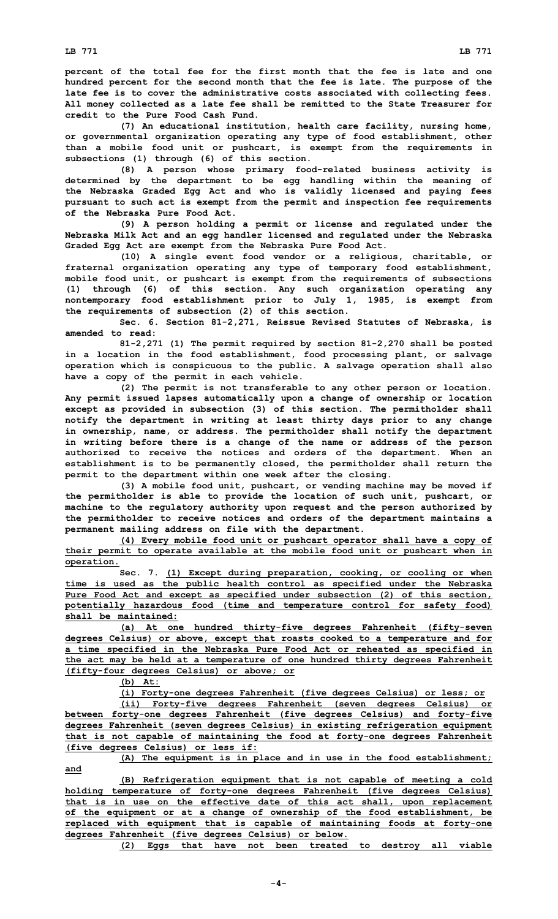**percent of the total fee for the first month that the fee is late and one hundred percent for the second month that the fee is late. The purpose of the late fee is to cover the administrative costs associated with collecting fees. All money collected as a late fee shall be remitted to the State Treasurer for credit to the Pure Food Cash Fund.**

**(7) An educational institution, health care facility, nursing home, or governmental organization operating any type of food establishment, other than a mobile food unit or pushcart, is exempt from the requirements in subsections (1) through (6) of this section.**

**(8) A person whose primary food-related business activity is determined by the department to be egg handling within the meaning of the Nebraska Graded Egg Act and who is validly licensed and paying fees pursuant to such act is exempt from the permit and inspection fee requirements of the Nebraska Pure Food Act.**

**(9) A person holding a permit or license and regulated under the Nebraska Milk Act and an egg handler licensed and regulated under the Nebraska Graded Egg Act are exempt from the Nebraska Pure Food Act.**

**(10) A single event food vendor or a religious, charitable, or fraternal organization operating any type of temporary food establishment, mobile food unit, or pushcart is exempt from the requirements of subsections (1) through (6) of this section. Any such organization operating any nontemporary food establishment prior to July 1, 1985, is exempt from the requirements of subsection (2) of this section.**

**Sec. 6. Section 81-2,271, Reissue Revised Statutes of Nebraska, is amended to read:**

**81-2,271 (1) The permit required by section 81-2,270 shall be posted in a location in the food establishment, food processing plant, or salvage operation which is conspicuous to the public. A salvage operation shall also have a copy of the permit in each vehicle.**

**(2) The permit is not transferable to any other person or location. Any permit issued lapses automatically upon a change of ownership or location except as provided in subsection (3) of this section. The permitholder shall notify the department in writing at least thirty days prior to any change in ownership, name, or address. The permitholder shall notify the department in writing before there is a change of the name or address of the person authorized to receive the notices and orders of the department. When an establishment is to be permanently closed, the permitholder shall return the permit to the department within one week after the closing.**

**(3) A mobile food unit, pushcart, or vending machine may be moved if the permitholder is able to provide the location of such unit, pushcart, or machine to the regulatory authority upon request and the person authorized by the permitholder to receive notices and orders of the department maintains a permanent mailing address on file with the department.**

**<u>(4) Every mobile food unit or pushcart operator shall have a copy of their permit to operate available at the mobile food unit or pushcart when in operation.</u>**

**Sec. 7. <u>(1) Except during preparation, cooking, or cooling or when time is used as the public health control as specified under the Nebraska Pure Food Act and except as specified under subsection (2) of this section, potentially hazardous food (time and temperature control for safety food) shall be maintained:</u>**

**<u>(a) At one hundred thirty-five degrees Fahrenheit (fifty-seven degrees Celsius) or above, except that roasts cooked to a temperature and for a time specified in the Nebraska Pure Food Act or reheated as specified in the act may be held at a temperature of one hundred thirty degrees Fahrenheit (fifty-four degrees Celsius) or above; or</u>**

**<u>(b) At:</u>**

**<u>(i) Forty-one degrees Fahrenheit (five degrees Celsius) or less; or</u>**

**<u>(ii) Forty-five degrees Fahrenheit (seven degrees Celsius) or between forty-one degrees Fahrenheit (five degrees Celsius) and forty-five degrees Fahrenheit (seven degrees Celsius) in existing refrigeration equipment that is not capable of maintaining the food at forty-one degrees Fahrenheit (five degrees Celsius) or less if:</u>**

**<u>(A) The equipment is in place and in use in the food establishment; and</u>**

**<u>(B) Refrigeration equipment that is not capable of meeting a cold holding temperature of forty-one degrees Fahrenheit (five degrees Celsius) that is in use on the effective date of this act shall, upon replacement of the equipment or at a change of ownership of the food establishment, be replaced with equipment that is capable of maintaining foods at forty-one degrees Fahrenheit (five degrees Celsius) or below.</u>**

**<u>(2) Eggs that have not been treated to destroy all viable</u>**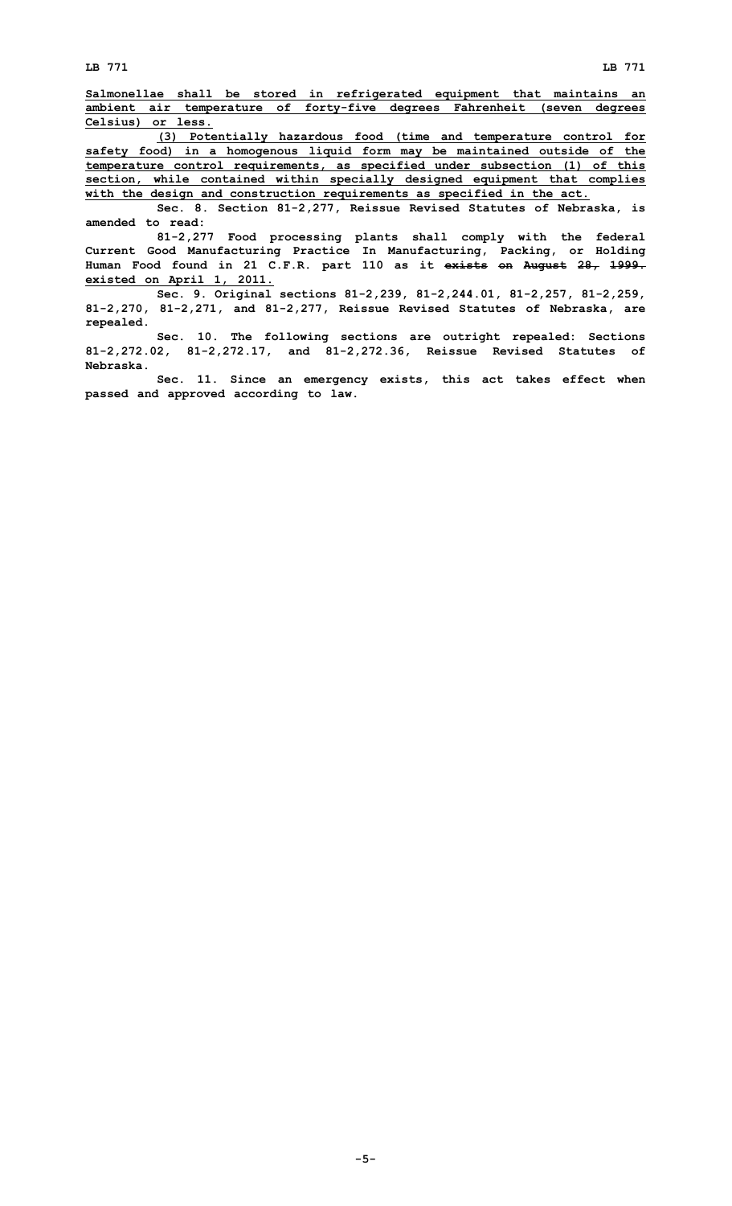Salmonellae shall be stored in refrigerated equipment that maintains an ambient air temperature of forty-five degrees Fahrenheit (seven degrees Celsius) or less.

(3) Potentially hazardous food (time and temperature control for safety food) in a homogenous liquid form may be maintained outside of the temperature control requirements, as specified under subsection (1) of this section, while contained within specially designed equipment that complies with the design and construction requirements as specified in the act.

Sec. 8. Section 81-2,277, Reissue Revised Statutes of Nebraska, is amended to read:

81-2,277 Food processing plants shall comply with the federal Current Good Manufacturing Practice In Manufacturing, Packing, or Holding Human Food found in 21 C.F.R. part 110 as it ~~exists on August 28, 1999.~~ existed on April 1, 2011.

Sec. 9. Original sections 81-2,239, 81-2,244.01, 81-2,257, 81-2,259, 81-2,270, 81-2,271, and 81-2,277, Reissue Revised Statutes of Nebraska, are repealed.

Sec. 10. The following sections are outright repealed: Sections 81-2,272.02, 81-2,272.17, and 81-2,272.36, Reissue Revised Statutes of Nebraska.

Sec. 11. Since an emergency exists, this act takes effect when passed and approved according to law.